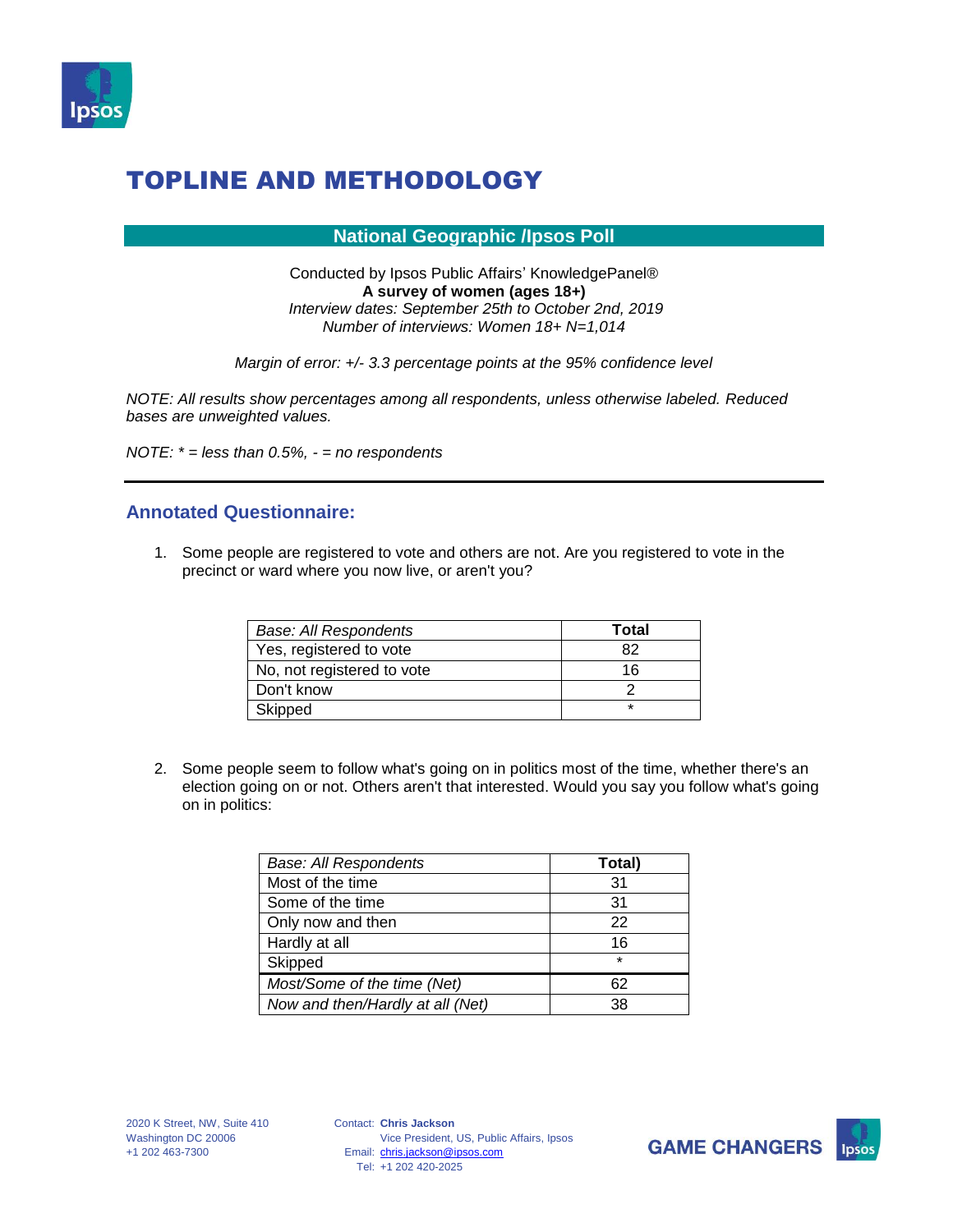# TOPLINE AND METHODOLOGY

## National Geographic /Ipsos Poll

Conducted by Ipsos Public Affairs' KnowledgePanel®
**A survey of women (ages 18+)**
*Interview dates: September 25th to October 2nd, 2019*
*Number of interviews: Women 18+ N=1,014*

*Margin of error: +/- 3.3 percentage points at the 95% confidence level*

*NOTE: All results show percentages among all respondents, unless otherwise labeled. Reduced bases are unweighted values.*

*NOTE: * = less than 0.5%, - = no respondents*

---

## Annotated Questionnaire:

1. Some people are registered to vote and others are not. Are you registered to vote in the precinct or ward where you now live, or aren't you?

| *Base: All Respondents* | **Total** |
|---|---|
| Yes, registered to vote | 82 |
| No, not registered to vote | 16 |
| Don't know | 2 |
| Skipped | * |

2. Some people seem to follow what's going on in politics most of the time, whether there's an election going on or not. Others aren't that interested. Would you say you follow what's going on in politics:

| *Base: All Respondents* | **Total)** |
|---|---|
| Most of the time | 31 |
| Some of the time | 31 |
| Only now and then | 22 |
| Hardly at all | 16 |
| Skipped | * |
| *Most/Some of the time (Net)* | 62 |
| *Now and then/Hardly at all (Net)* | 38 |

2020 K Street, NW, Suite 410
Washington DC 20006
+1 202 463-7300

Contact: **Chris Jackson**
Vice President, US, Public Affairs, Ipsos
Email: chris.jackson@ipsos.com
Tel: +1 202 420-2025

**GAME CHANGERS**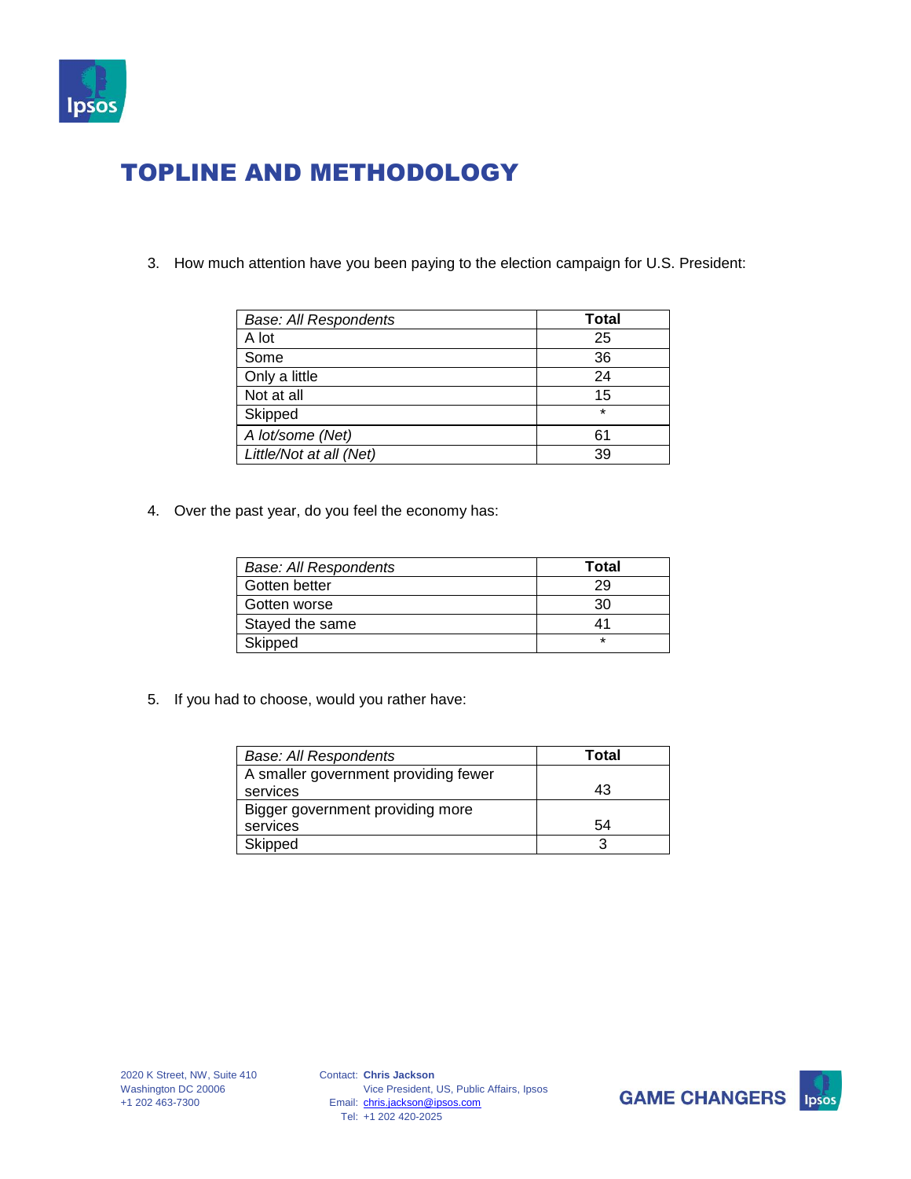# TOPLINE AND METHODOLOGY

3. How much attention have you been paying to the election campaign for U.S. President:

| *Base: All Respondents* | **Total** |
|---|---|
| A lot | 25 |
| Some | 36 |
| Only a little | 24 |
| Not at all | 15 |
| Skipped | * |
| *A lot/some (Net)* | 61 |
| *Little/Not at all (Net)* | 39 |

4. Over the past year, do you feel the economy has:

| *Base: All Respondents* | **Total** |
|---|---|
| Gotten better | 29 |
| Gotten worse | 30 |
| Stayed the same | 41 |
| Skipped | * |

5. If you had to choose, would you rather have:

| *Base: All Respondents* | **Total** |
|---|---|
| A smaller government providing fewer services | 43 |
| Bigger government providing more services | 54 |
| Skipped | 3 |

2020 K Street, NW, Suite 410
Washington DC 20006
+1 202 463-7300

Contact: **Chris Jackson**
Vice President, US, Public Affairs, Ipsos
Email: chris.jackson@ipsos.com
Tel: +1 202 420-2025

**GAME CHANGERS**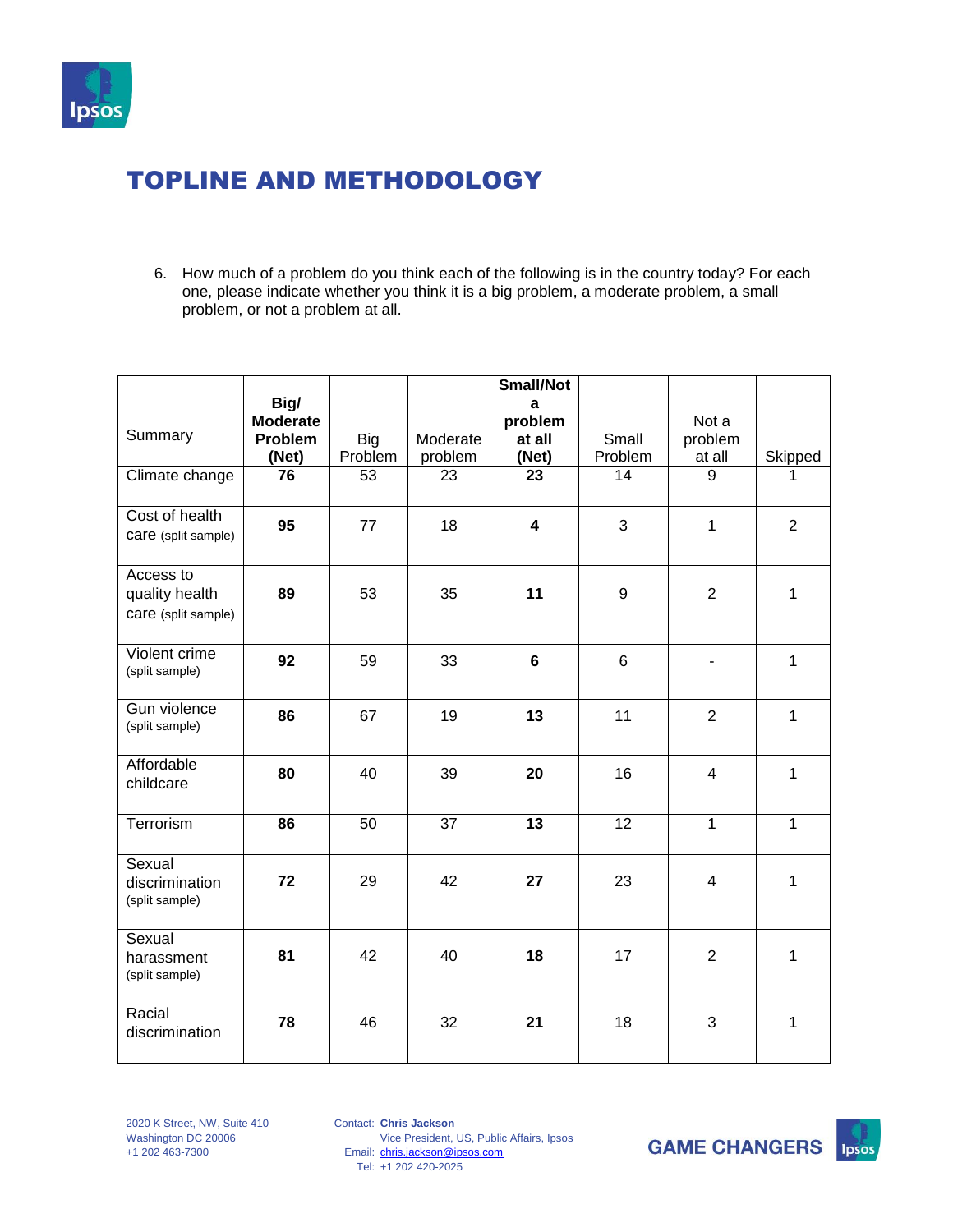# TOPLINE AND METHODOLOGY

6. How much of a problem do you think each of the following is in the country today? For each one, please indicate whether you think it is a big problem, a moderate problem, a small problem, or not a problem at all.

| Summary | **Big/ Moderate Problem (Net)** | Big Problem | Moderate problem | **Small/Not a problem at all (Net)** | Small Problem | Not a problem at all | Skipped |
|---|---|---|---|---|---|---|---|
| Climate change | **76** | 53 | 23 | **23** | 14 | 9 | 1 |
| Cost of health care (split sample) | **95** | 77 | 18 | **4** | 3 | 1 | 2 |
| Access to quality health care (split sample) | **89** | 53 | 35 | **11** | 9 | 2 | 1 |
| Violent crime (split sample) | **92** | 59 | 33 | **6** | 6 | - | 1 |
| Gun violence (split sample) | **86** | 67 | 19 | **13** | 11 | 2 | 1 |
| Affordable childcare | **80** | 40 | 39 | **20** | 16 | 4 | 1 |
| Terrorism | **86** | 50 | 37 | **13** | 12 | 1 | 1 |
| Sexual discrimination (split sample) | **72** | 29 | 42 | **27** | 23 | 4 | 1 |
| Sexual harassment (split sample) | **81** | 42 | 40 | **18** | 17 | 2 | 1 |
| Racial discrimination | **78** | 46 | 32 | **21** | 18 | 3 | 1 |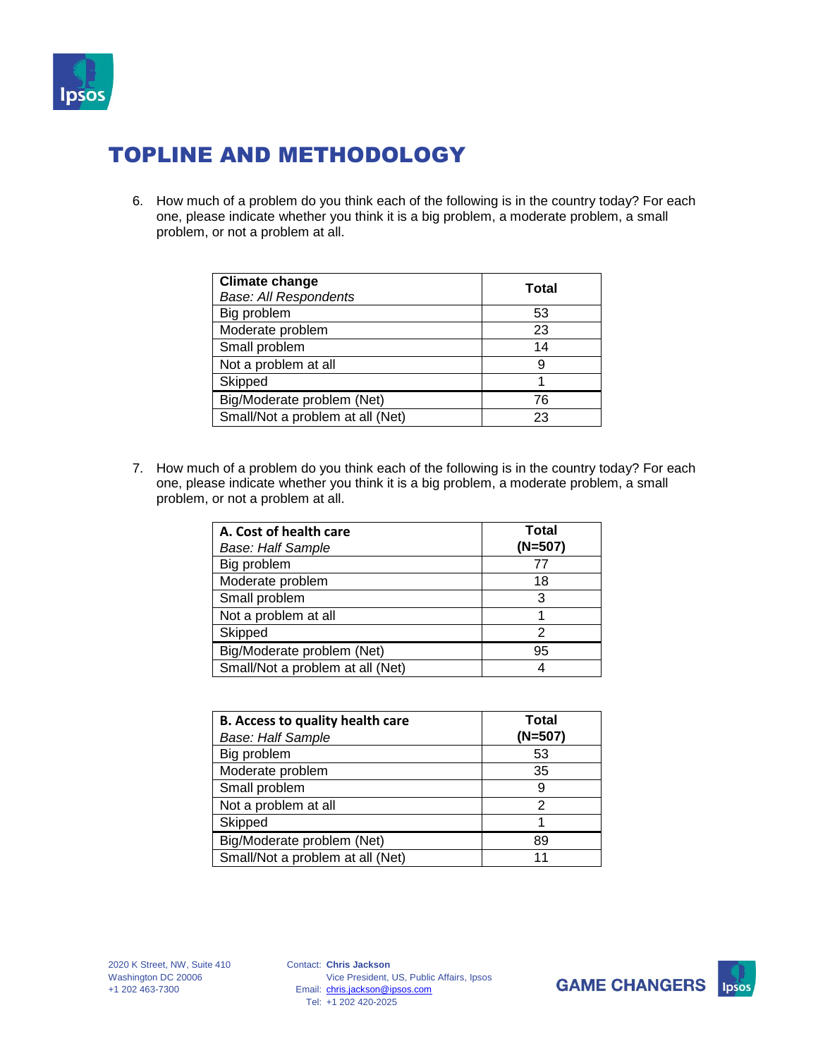## TOPLINE AND METHODOLOGY

6. How much of a problem do you think each of the following is in the country today? For each one, please indicate whether you think it is a big problem, a moderate problem, a small problem, or not a problem at all.

| **Climate change** *Base: All Respondents* | **Total** |
|---|---|
| Big problem | 53 |
| Moderate problem | 23 |
| Small problem | 14 |
| Not a problem at all | 9 |
| Skipped | 1 |
| Big/Moderate problem (Net) | 76 |
| Small/Not a problem at all (Net) | 23 |

7. How much of a problem do you think each of the following is in the country today? For each one, please indicate whether you think it is a big problem, a moderate problem, a small problem, or not a problem at all.

| **A. Cost of health care** *Base: Half Sample* | **Total (N=507)** |
|---|---|
| Big problem | 77 |
| Moderate problem | 18 |
| Small problem | 3 |
| Not a problem at all | 1 |
| Skipped | 2 |
| Big/Moderate problem (Net) | 95 |
| Small/Not a problem at all (Net) | 4 |

| **B. Access to quality health care** *Base: Half Sample* | **Total (N=507)** |
|---|---|
| Big problem | 53 |
| Moderate problem | 35 |
| Small problem | 9 |
| Not a problem at all | 2 |
| Skipped | 1 |
| Big/Moderate problem (Net) | 89 |
| Small/Not a problem at all (Net) | 11 |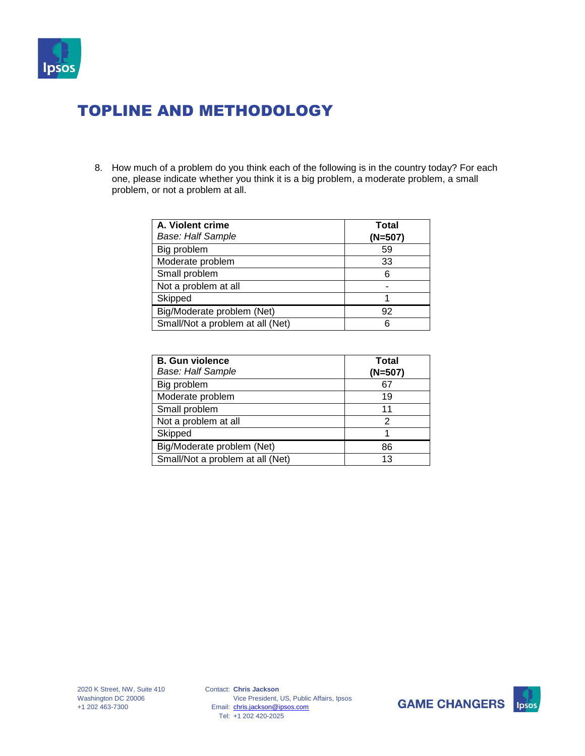# TOPLINE AND METHODOLOGY

8. How much of a problem do you think each of the following is in the country today? For each one, please indicate whether you think it is a big problem, a moderate problem, a small problem, or not a problem at all.

| **A. Violent crime** *Base: Half Sample* | **Total (N=507)** |
|---|---|
| Big problem | 59 |
| Moderate problem | 33 |
| Small problem | 6 |
| Not a problem at all | - |
| Skipped | 1 |
| Big/Moderate problem (Net) | 92 |
| Small/Not a problem at all (Net) | 6 |

| **B. Gun violence** *Base: Half Sample* | **Total (N=507)** |
|---|---|
| Big problem | 67 |
| Moderate problem | 19 |
| Small problem | 11 |
| Not a problem at all | 2 |
| Skipped | 1 |
| Big/Moderate problem (Net) | 86 |
| Small/Not a problem at all (Net) | 13 |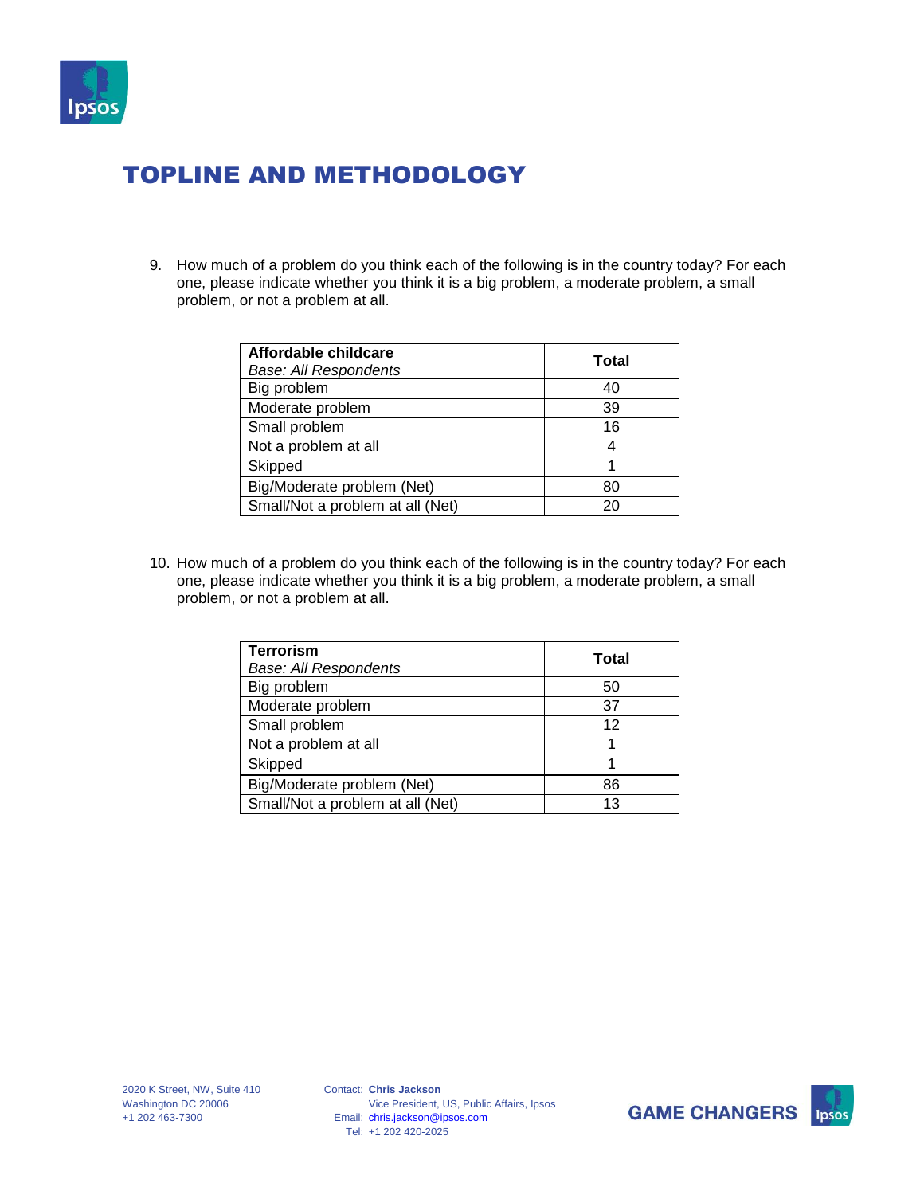## TOPLINE AND METHODOLOGY

9. How much of a problem do you think each of the following is in the country today? For each one, please indicate whether you think it is a big problem, a moderate problem, a small problem, or not a problem at all.

| **Affordable childcare** *Base: All Respondents* | **Total** |
|---|---|
| Big problem | 40 |
| Moderate problem | 39 |
| Small problem | 16 |
| Not a problem at all | 4 |
| Skipped | 1 |
| Big/Moderate problem (Net) | 80 |
| Small/Not a problem at all (Net) | 20 |

10. How much of a problem do you think each of the following is in the country today? For each one, please indicate whether you think it is a big problem, a moderate problem, a small problem, or not a problem at all.

| **Terrorism** *Base: All Respondents* | **Total** |
|---|---|
| Big problem | 50 |
| Moderate problem | 37 |
| Small problem | 12 |
| Not a problem at all | 1 |
| Skipped | 1 |
| Big/Moderate problem (Net) | 86 |
| Small/Not a problem at all (Net) | 13 |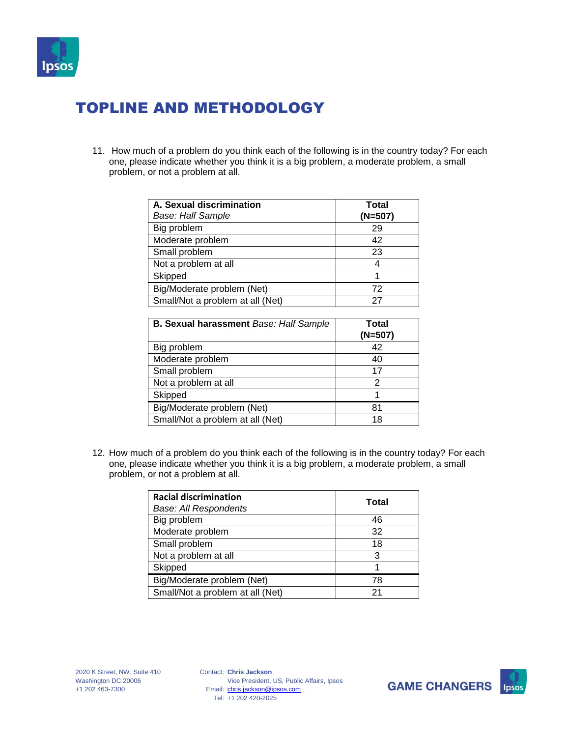# TOPLINE AND METHODOLOGY

11. How much of a problem do you think each of the following is in the country today? For each one, please indicate whether you think it is a big problem, a moderate problem, a small problem, or not a problem at all.

| **A. Sexual discrimination** *Base: Half Sample* | **Total (N=507)** |
|---|---|
| Big problem | 29 |
| Moderate problem | 42 |
| Small problem | 23 |
| Not a problem at all | 4 |
| Skipped | 1 |
| Big/Moderate problem (Net) | 72 |
| Small/Not a problem at all (Net) | 27 |

| **B. Sexual harassment** *Base: Half Sample* | **Total (N=507)** |
|---|---|
| Big problem | 42 |
| Moderate problem | 40 |
| Small problem | 17 |
| Not a problem at all | 2 |
| Skipped | 1 |
| Big/Moderate problem (Net) | 81 |
| Small/Not a problem at all (Net) | 18 |

12. How much of a problem do you think each of the following is in the country today? For each one, please indicate whether you think it is a big problem, a moderate problem, a small problem, or not a problem at all.

| **Racial discrimination** *Base: All Respondents* | **Total** |
|---|---|
| Big problem | 46 |
| Moderate problem | 32 |
| Small problem | 18 |
| Not a problem at all | 3 |
| Skipped | 1 |
| Big/Moderate problem (Net) | 78 |
| Small/Not a problem at all (Net) | 21 |

2020 K Street, NW, Suite 410
Washington DC 20006
+1 202 463-7300

Contact: **Chris Jackson**
Vice President, US, Public Affairs, Ipsos
Email: chris.jackson@ipsos.com
Tel: +1 202 420-2025

**GAME CHANGERS**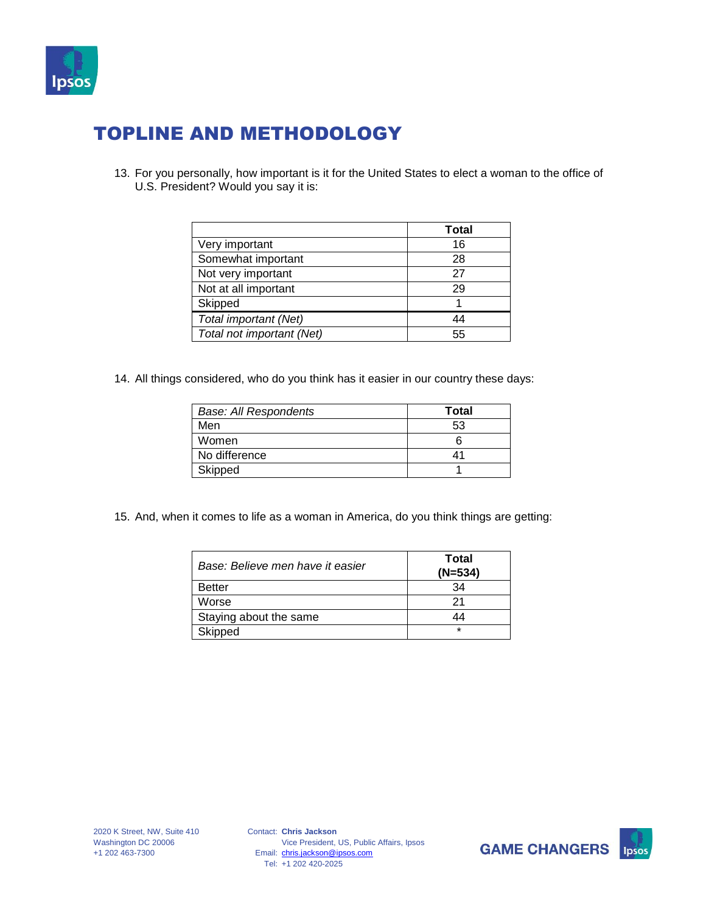# TOPLINE AND METHODOLOGY

13. For you personally, how important is it for the United States to elect a woman to the office of U.S. President? Would you say it is:

| | Total |
|---|---|
| Very important | 16 |
| Somewhat important | 28 |
| Not very important | 27 |
| Not at all important | 29 |
| Skipped | 1 |
| *Total important (Net)* | 44 |
| *Total not important (Net)* | 55 |

14. All things considered, who do you think has it easier in our country these days:

| *Base: All Respondents* | Total |
|---|---|
| Men | 53 |
| Women | 6 |
| No difference | 41 |
| Skipped | 1 |

15. And, when it comes to life as a woman in America, do you think things are getting:

| *Base: Believe men have it easier* | Total (N=534) |
|---|---|
| Better | 34 |
| Worse | 21 |
| Staying about the same | 44 |
| Skipped | * |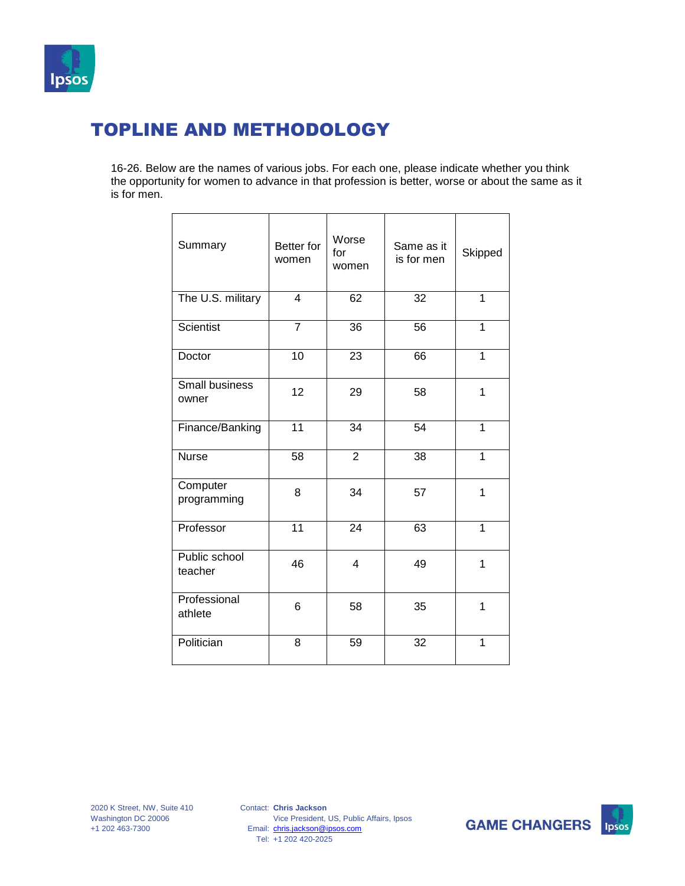# TOPLINE AND METHODOLOGY

16-26. Below are the names of various jobs. For each one, please indicate whether you think the opportunity for women to advance in that profession is better, worse or about the same as it is for men.

| Summary | Better for women | Worse for women | Same as it is for men | Skipped |
|---|---|---|---|---|
| The U.S. military | 4 | 62 | 32 | 1 |
| Scientist | 7 | 36 | 56 | 1 |
| Doctor | 10 | 23 | 66 | 1 |
| Small business owner | 12 | 29 | 58 | 1 |
| Finance/Banking | 11 | 34 | 54 | 1 |
| Nurse | 58 | 2 | 38 | 1 |
| Computer programming | 8 | 34 | 57 | 1 |
| Professor | 11 | 24 | 63 | 1 |
| Public school teacher | 46 | 4 | 49 | 1 |
| Professional athlete | 6 | 58 | 35 | 1 |
| Politician | 8 | 59 | 32 | 1 |

2020 K Street, NW, Suite 410
Washington DC 20006
+1 202 463-7300

Contact: **Chris Jackson**
Vice President, US, Public Affairs, Ipsos
Email: chris.jackson@ipsos.com
Tel: +1 202 420-2025

GAME CHANGERS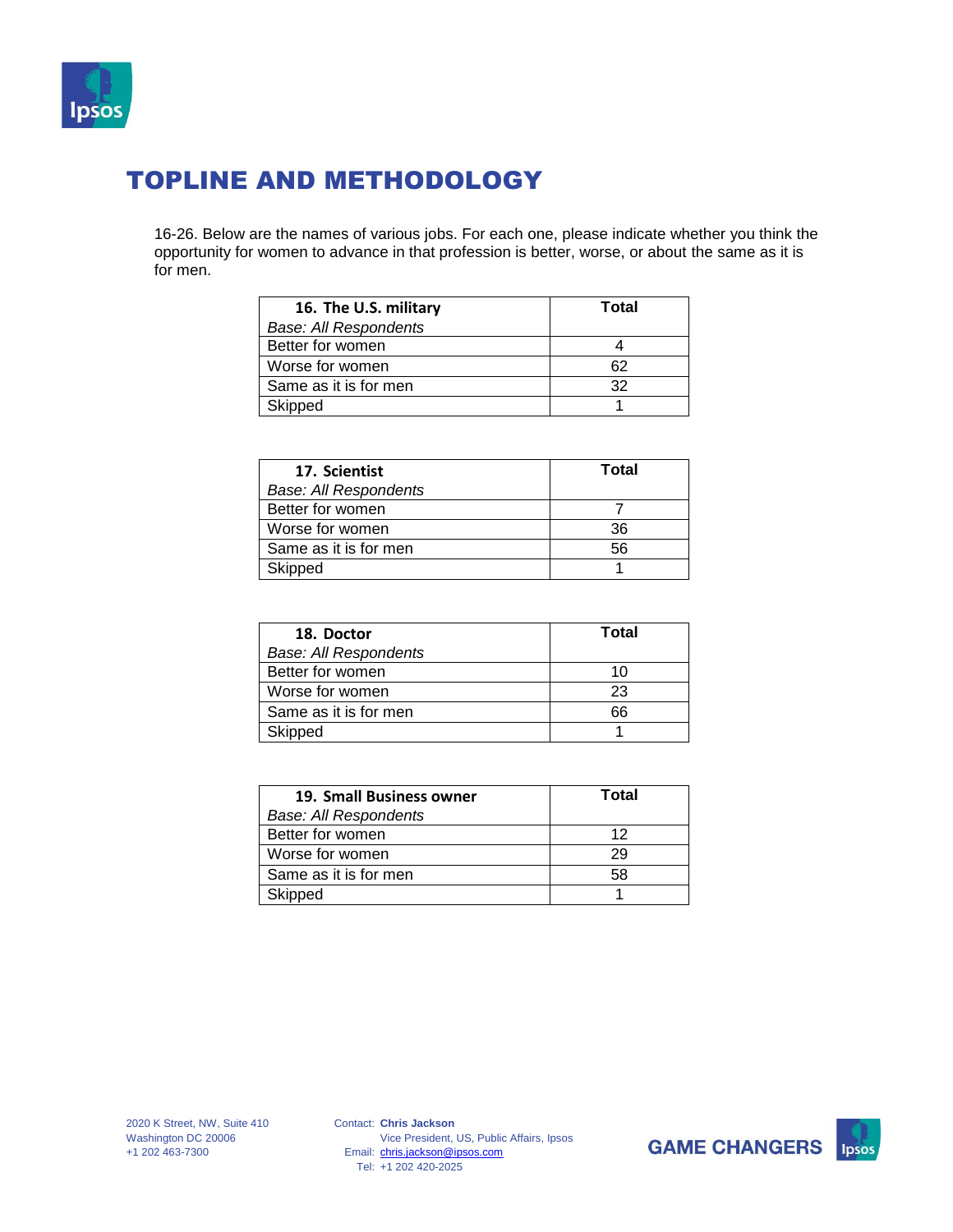# TOPLINE AND METHODOLOGY

16-26. Below are the names of various jobs. For each one, please indicate whether you think the opportunity for women to advance in that profession is better, worse, or about the same as it is for men.

| **16. The U.S. military** *Base: All Respondents* | **Total** |
|---|---|
| Better for women | 4 |
| Worse for women | 62 |
| Same as it is for men | 32 |
| Skipped | 1 |

| **17. Scientist** *Base: All Respondents* | **Total** |
|---|---|
| Better for women | 7 |
| Worse for women | 36 |
| Same as it is for men | 56 |
| Skipped | 1 |

| **18. Doctor** *Base: All Respondents* | **Total** |
|---|---|
| Better for women | 10 |
| Worse for women | 23 |
| Same as it is for men | 66 |
| Skipped | 1 |

| **19. Small Business owner** *Base: All Respondents* | **Total** |
|---|---|
| Better for women | 12 |
| Worse for women | 29 |
| Same as it is for men | 58 |
| Skipped | 1 |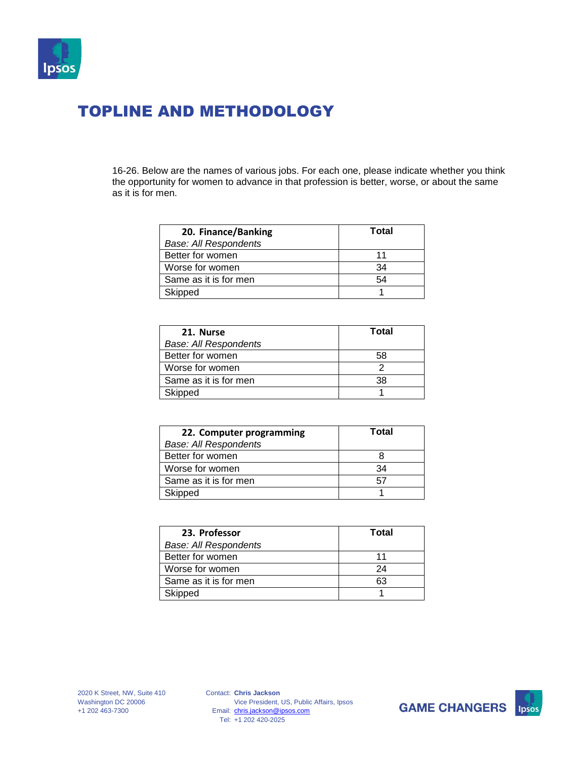# TOPLINE AND METHODOLOGY

16-26. Below are the names of various jobs. For each one, please indicate whether you think the opportunity for women to advance in that profession is better, worse, or about the same as it is for men.

| **20. Finance/Banking**<br>*Base: All Respondents* | **Total** |
|---|---|
| Better for women | 11 |
| Worse for women | 34 |
| Same as it is for men | 54 |
| Skipped | 1 |

| **21. Nurse**<br>*Base: All Respondents* | **Total** |
|---|---|
| Better for women | 58 |
| Worse for women | 2 |
| Same as it is for men | 38 |
| Skipped | 1 |

| **22. Computer programming**<br>*Base: All Respondents* | **Total** |
|---|---|
| Better for women | 8 |
| Worse for women | 34 |
| Same as it is for men | 57 |
| Skipped | 1 |

| **23. Professor**<br>*Base: All Respondents* | **Total** |
|---|---|
| Better for women | 11 |
| Worse for women | 24 |
| Same as it is for men | 63 |
| Skipped | 1 |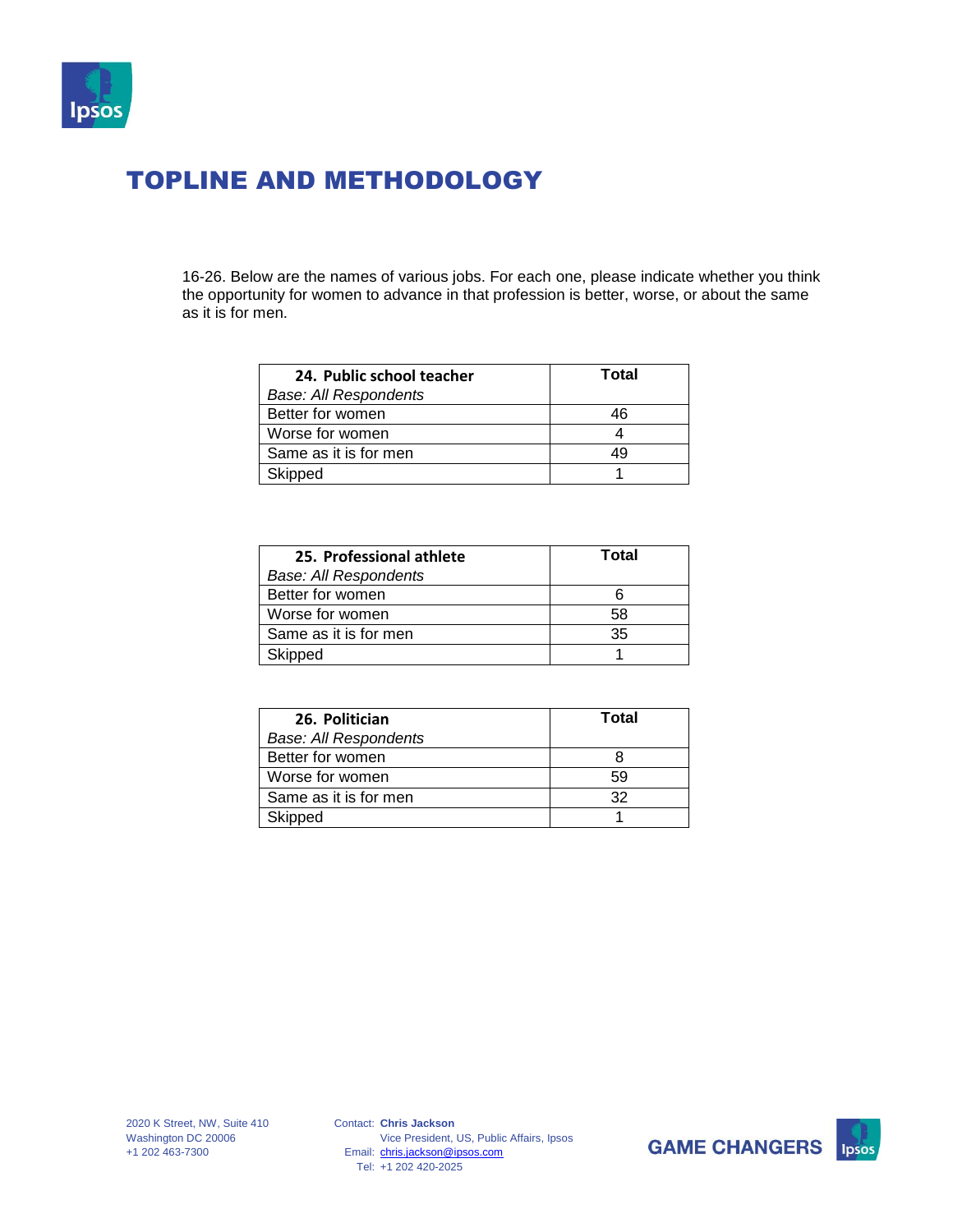# TOPLINE AND METHODOLOGY

16-26. Below are the names of various jobs. For each one, please indicate whether you think the opportunity for women to advance in that profession is better, worse, or about the same as it is for men.

| **24. Public school teacher** *Base: All Respondents* | **Total** |
|---|---|
| Better for women | 46 |
| Worse for women | 4 |
| Same as it is for men | 49 |
| Skipped | 1 |

| **25. Professional athlete** *Base: All Respondents* | **Total** |
|---|---|
| Better for women | 6 |
| Worse for women | 58 |
| Same as it is for men | 35 |
| Skipped | 1 |

| **26. Politician** *Base: All Respondents* | **Total** |
|---|---|
| Better for women | 8 |
| Worse for women | 59 |
| Same as it is for men | 32 |
| Skipped | 1 |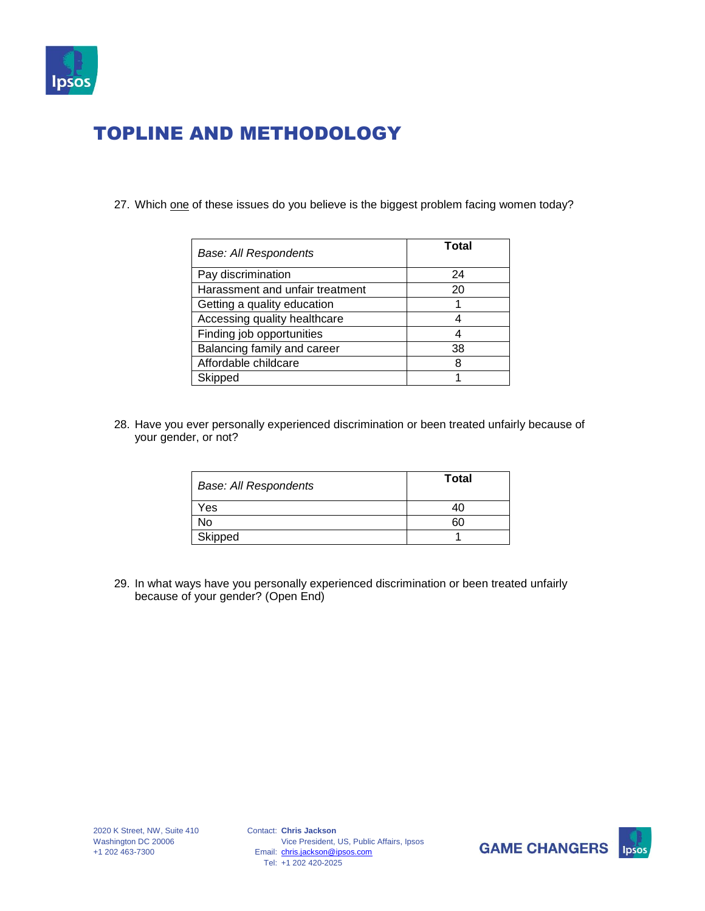# TOPLINE AND METHODOLOGY

27. Which <u>one</u> of these issues do you believe is the biggest problem facing women today?

| *Base: All Respondents* | Total |
|---|---|
| Pay discrimination | 24 |
| Harassment and unfair treatment | 20 |
| Getting a quality education | 1 |
| Accessing quality healthcare | 4 |
| Finding job opportunities | 4 |
| Balancing family and career | 38 |
| Affordable childcare | 8 |
| Skipped | 1 |

28. Have you ever personally experienced discrimination or been treated unfairly because of your gender, or not?

| *Base: All Respondents* | Total |
|---|---|
| Yes | 40 |
| No | 60 |
| Skipped | 1 |

29. In what ways have you personally experienced discrimination or been treated unfairly because of your gender? (Open End)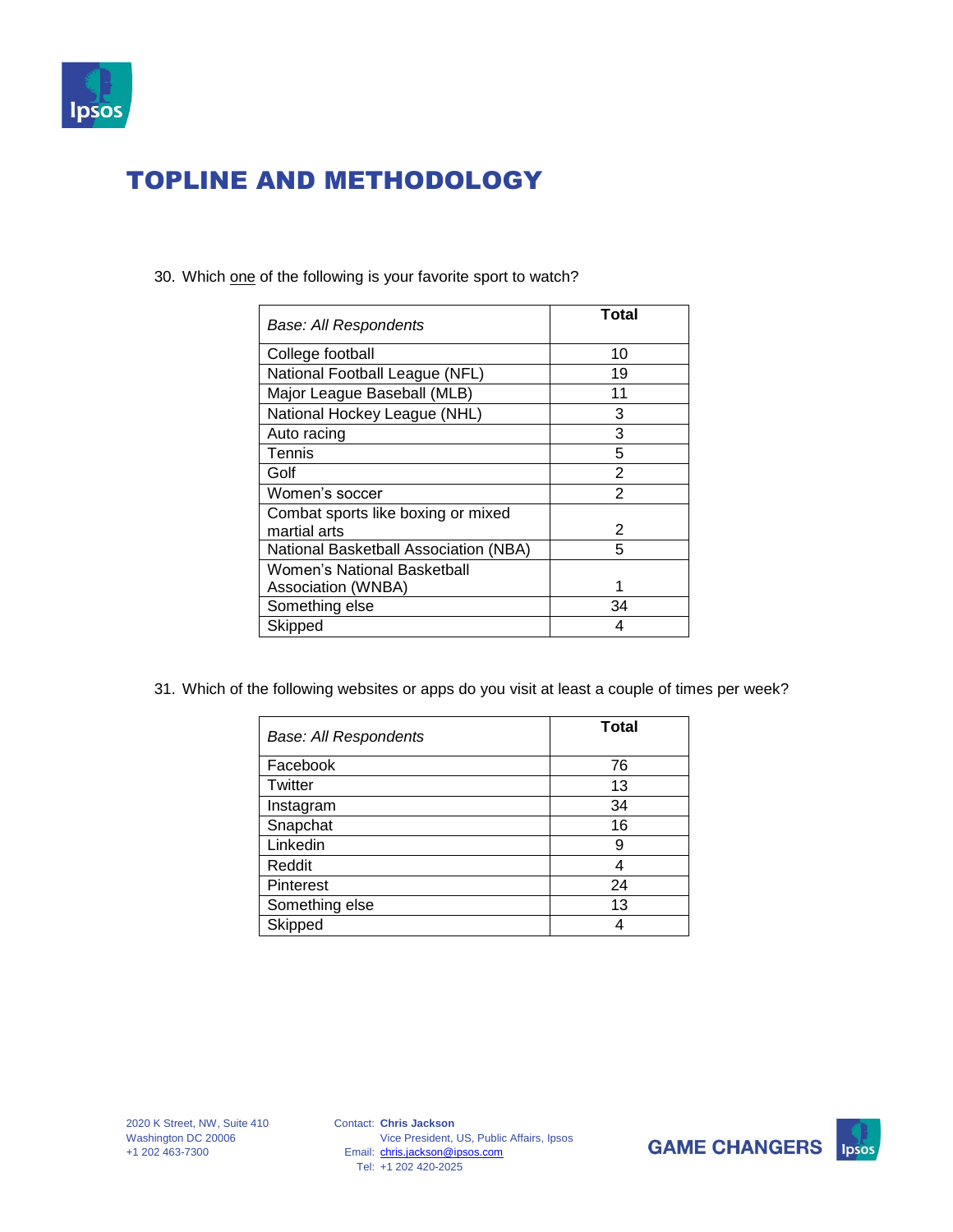# TOPLINE AND METHODOLOGY

30. Which <u>one</u> of the following is your favorite sport to watch?

| *Base: All Respondents* | Total |
|---|---|
| College football | 10 |
| National Football League (NFL) | 19 |
| Major League Baseball (MLB) | 11 |
| National Hockey League (NHL) | 3 |
| Auto racing | 3 |
| Tennis | 5 |
| Golf | 2 |
| Women's soccer | 2 |
| Combat sports like boxing or mixed martial arts | 2 |
| National Basketball Association (NBA) | 5 |
| Women's National Basketball Association (WNBA) | 1 |
| Something else | 34 |
| Skipped | 4 |

31. Which of the following websites or apps do you visit at least a couple of times per week?

| *Base: All Respondents* | Total |
|---|---|
| Facebook | 76 |
| Twitter | 13 |
| Instagram | 34 |
| Snapchat | 16 |
| Linkedin | 9 |
| Reddit | 4 |
| Pinterest | 24 |
| Something else | 13 |
| Skipped | 4 |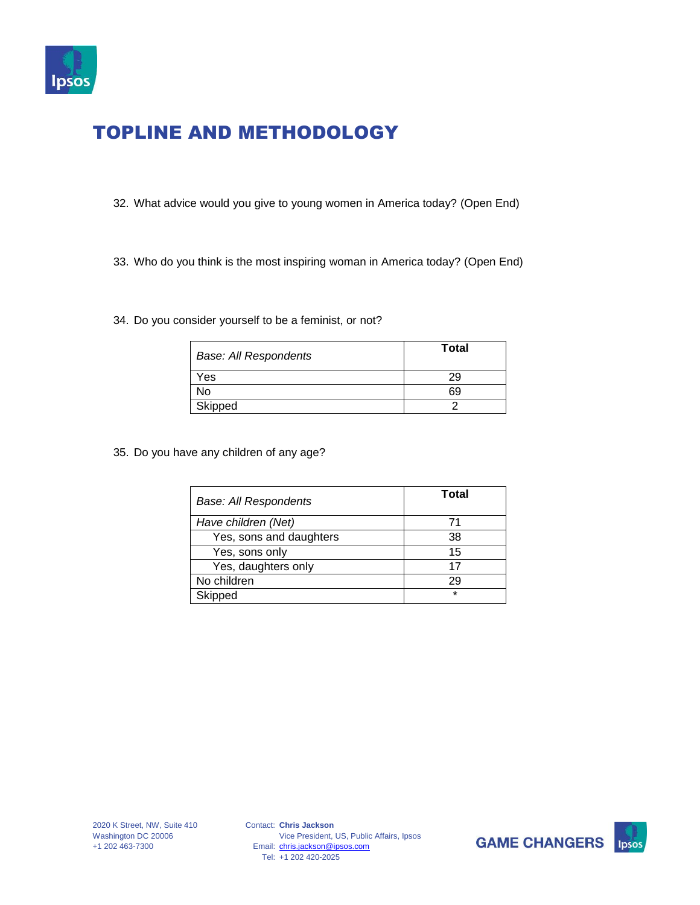# TOPLINE AND METHODOLOGY

32. What advice would you give to young women in America today? (Open End)

33. Who do you think is the most inspiring woman in America today? (Open End)

34. Do you consider yourself to be a feminist, or not?

| *Base: All Respondents* | Total |
|---|---|
| Yes | 29 |
| No | 69 |
| Skipped | 2 |

35. Do you have any children of any age?

| *Base: All Respondents* | Total |
|---|---|
| *Have children (Net)* | 71 |
| Yes, sons and daughters | 38 |
| Yes, sons only | 15 |
| Yes, daughters only | 17 |
| No children | 29 |
| Skipped | * |

2020 K Street, NW, Suite 410
Washington DC 20006
+1 202 463-7300

Contact: **Chris Jackson**
Vice President, US, Public Affairs, Ipsos
Email: chris.jackson@ipsos.com
Tel: +1 202 420-2025

**GAME CHANGERS**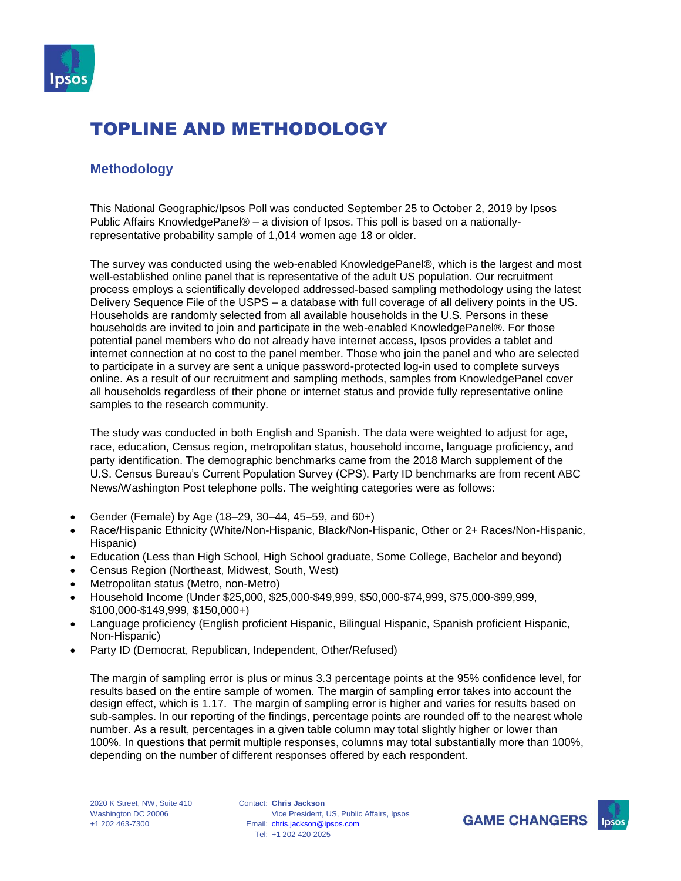# TOPLINE AND METHODOLOGY

## Methodology

This National Geographic/Ipsos Poll was conducted September 25 to October 2, 2019 by Ipsos Public Affairs KnowledgePanel® – a division of Ipsos. This poll is based on a nationally-representative probability sample of 1,014 women age 18 or older.

The survey was conducted using the web-enabled KnowledgePanel®, which is the largest and most well-established online panel that is representative of the adult US population. Our recruitment process employs a scientifically developed addressed-based sampling methodology using the latest Delivery Sequence File of the USPS – a database with full coverage of all delivery points in the US. Households are randomly selected from all available households in the U.S. Persons in these households are invited to join and participate in the web-enabled KnowledgePanel®. For those potential panel members who do not already have internet access, Ipsos provides a tablet and internet connection at no cost to the panel member. Those who join the panel and who are selected to participate in a survey are sent a unique password-protected log-in used to complete surveys online. As a result of our recruitment and sampling methods, samples from KnowledgePanel cover all households regardless of their phone or internet status and provide fully representative online samples to the research community.

The study was conducted in both English and Spanish. The data were weighted to adjust for age, race, education, Census region, metropolitan status, household income, language proficiency, and party identification. The demographic benchmarks came from the 2018 March supplement of the U.S. Census Bureau's Current Population Survey (CPS). Party ID benchmarks are from recent ABC News/Washington Post telephone polls. The weighting categories were as follows:

- Gender (Female) by Age (18–29, 30–44, 45–59, and 60+)
- Race/Hispanic Ethnicity (White/Non-Hispanic, Black/Non-Hispanic, Other or 2+ Races/Non-Hispanic, Hispanic)
- Education (Less than High School, High School graduate, Some College, Bachelor and beyond)
- Census Region (Northeast, Midwest, South, West)
- Metropolitan status (Metro, non-Metro)
- Household Income (Under $25,000, $25,000-$49,999, $50,000-$74,999, $75,000-$99,999, $100,000-$149,999, $150,000+)
- Language proficiency (English proficient Hispanic, Bilingual Hispanic, Spanish proficient Hispanic, Non-Hispanic)
- Party ID (Democrat, Republican, Independent, Other/Refused)

The margin of sampling error is plus or minus 3.3 percentage points at the 95% confidence level, for results based on the entire sample of women. The margin of sampling error takes into account the design effect, which is 1.17. The margin of sampling error is higher and varies for results based on sub-samples. In our reporting of the findings, percentage points are rounded off to the nearest whole number. As a result, percentages in a given table column may total slightly higher or lower than 100%. In questions that permit multiple responses, columns may total substantially more than 100%, depending on the number of different responses offered by each respondent.

2020 K Street, NW, Suite 410
Washington DC 20006
+1 202 463-7300

Contact: **Chris Jackson**
Vice President, US, Public Affairs, Ipsos
Email: chris.jackson@ipsos.com
Tel: +1 202 420-2025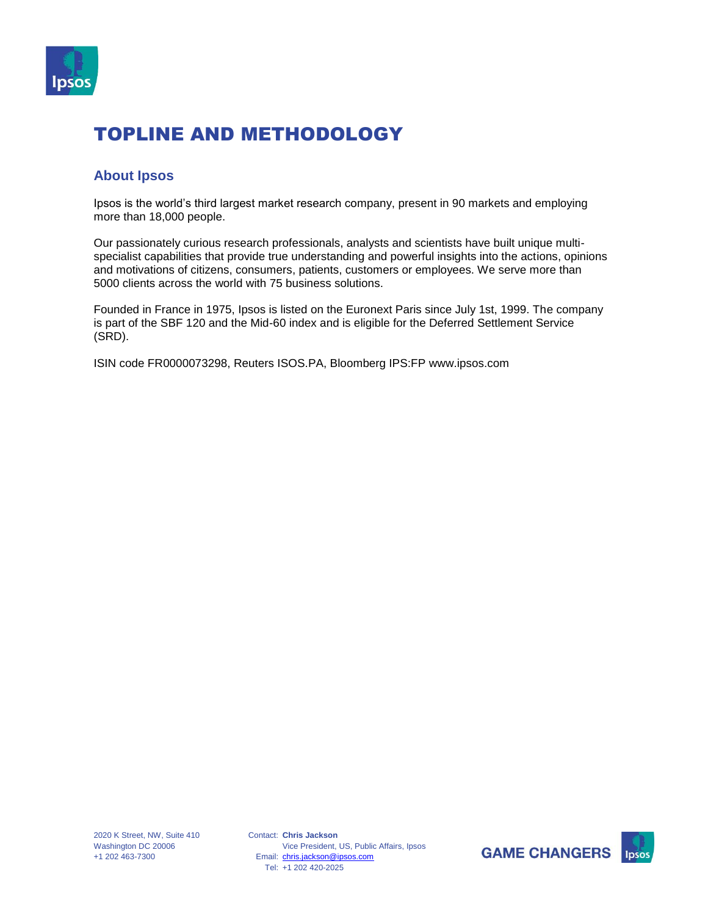# TOPLINE AND METHODOLOGY

## About Ipsos

Ipsos is the world's third largest market research company, present in 90 markets and employing more than 18,000 people.

Our passionately curious research professionals, analysts and scientists have built unique multi-specialist capabilities that provide true understanding and powerful insights into the actions, opinions and motivations of citizens, consumers, patients, customers or employees. We serve more than 5000 clients across the world with 75 business solutions.

Founded in France in 1975, Ipsos is listed on the Euronext Paris since July 1st, 1999. The company is part of the SBF 120 and the Mid-60 index and is eligible for the Deferred Settlement Service (SRD).

ISIN code FR0000073298, Reuters ISOS.PA, Bloomberg IPS:FP www.ipsos.com

2020 K Street, NW, Suite 410
Washington DC 20006
+1 202 463-7300

Contact: **Chris Jackson**
Vice President, US, Public Affairs, Ipsos
Email: chris.jackson@ipsos.com
Tel: +1 202 420-2025

GAME CHANGERS